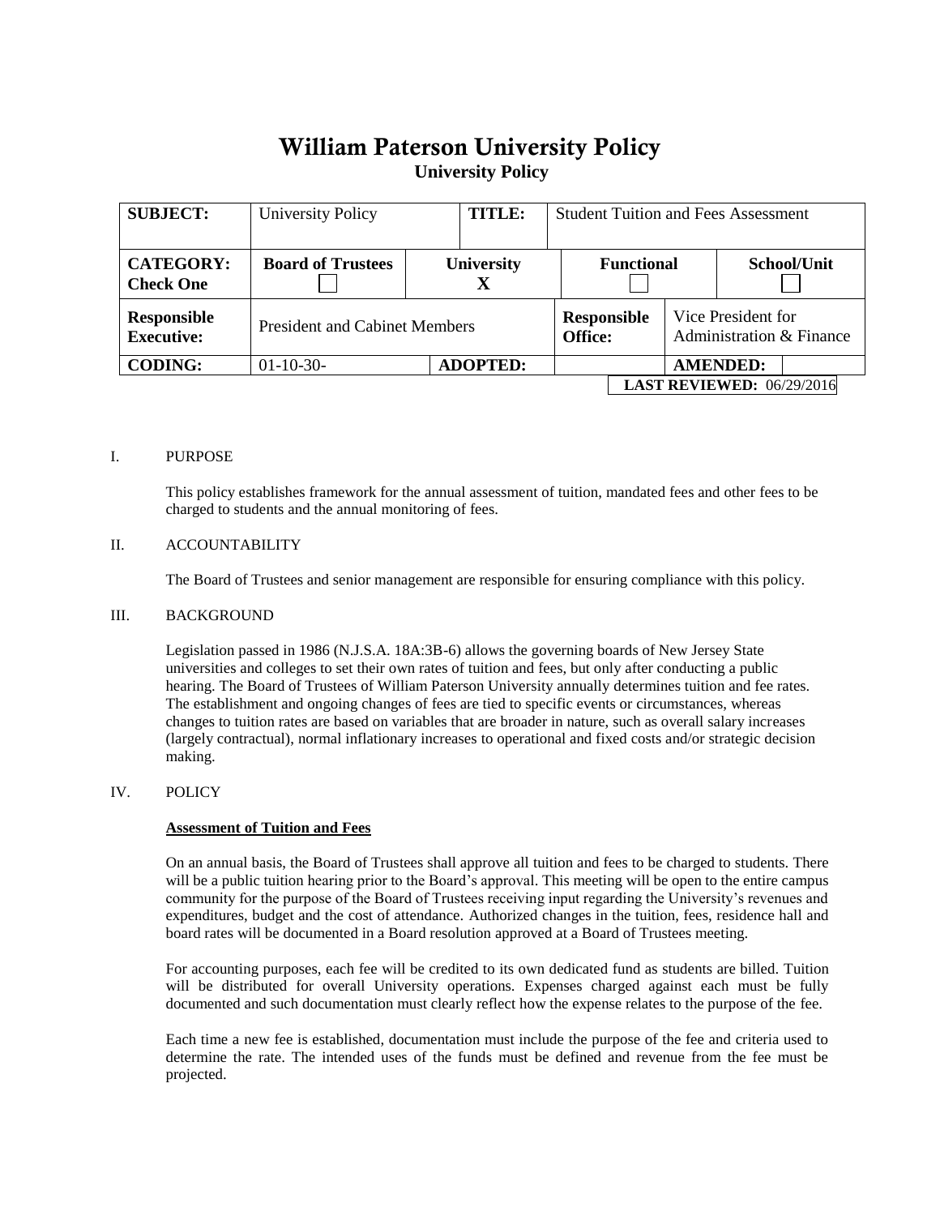# William Paterson University Policy

## University Policy

| SUBJECT: | University Policy | | TITLE: | Student Tuition and Fees Assessment | | |
|---|---|---|---|---|---|---|
| CATEGORY: Check One | Board of Trustees ☐ | University X | | Functional ☐ | | School/Unit ☐ |
| Responsible Executive: | President and Cabinet Members | | | Responsible Office: | Vice President for Administration & Finance | |
| CODING: | 01-10-30- | ADOPTED: | | | AMENDED: | |

**LAST REVIEWED:** 06/29/2016

I. PURPOSE

This policy establishes framework for the annual assessment of tuition, mandated fees and other fees to be charged to students and the annual monitoring of fees.

II. ACCOUNTABILITY

The Board of Trustees and senior management are responsible for ensuring compliance with this policy.

III. BACKGROUND

Legislation passed in 1986 (N.J.S.A. 18A:3B-6) allows the governing boards of New Jersey State universities and colleges to set their own rates of tuition and fees, but only after conducting a public hearing. The Board of Trustees of William Paterson University annually determines tuition and fee rates. The establishment and ongoing changes of fees are tied to specific events or circumstances, whereas changes to tuition rates are based on variables that are broader in nature, such as overall salary increases (largely contractual), normal inflationary increases to operational and fixed costs and/or strategic decision making.

IV. POLICY

**Assessment of Tuition and Fees**

On an annual basis, the Board of Trustees shall approve all tuition and fees to be charged to students. There will be a public tuition hearing prior to the Board's approval. This meeting will be open to the entire campus community for the purpose of the Board of Trustees receiving input regarding the University's revenues and expenditures, budget and the cost of attendance. Authorized changes in the tuition, fees, residence hall and board rates will be documented in a Board resolution approved at a Board of Trustees meeting.

For accounting purposes, each fee will be credited to its own dedicated fund as students are billed. Tuition will be distributed for overall University operations. Expenses charged against each must be fully documented and such documentation must clearly reflect how the expense relates to the purpose of the fee.

Each time a new fee is established, documentation must include the purpose of the fee and criteria used to determine the rate. The intended uses of the funds must be defined and revenue from the fee must be projected.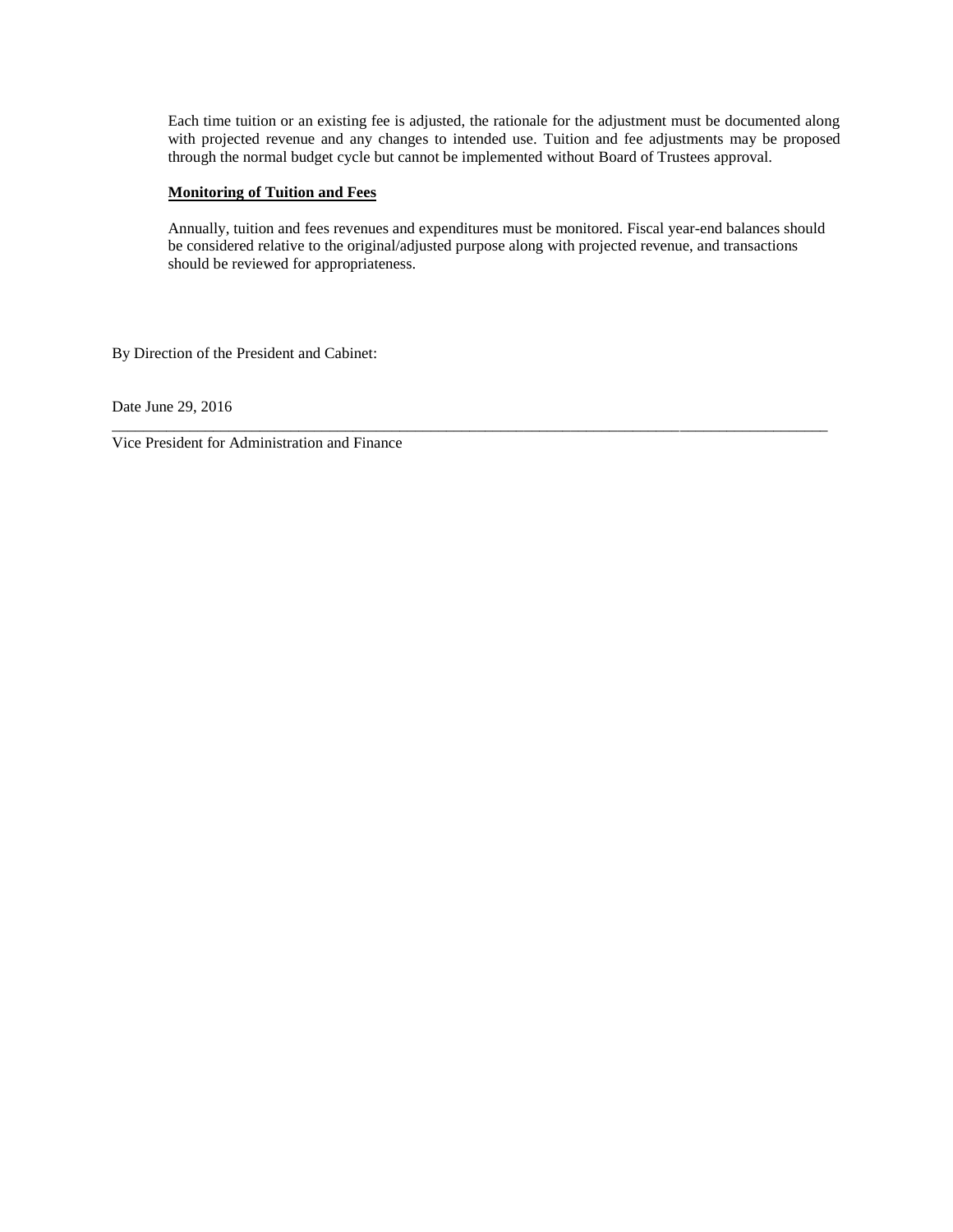Each time tuition or an existing fee is adjusted, the rationale for the adjustment must be documented along with projected revenue and any changes to intended use. Tuition and fee adjustments may be proposed through the normal budget cycle but cannot be implemented without Board of Trustees approval.

**Monitoring of Tuition and Fees**

Annually, tuition and fees revenues and expenditures must be monitored. Fiscal year-end balances should be considered relative to the original/adjusted purpose along with projected revenue, and transactions should be reviewed for appropriateness.

By Direction of the President and Cabinet:

Date June 29, 2016

\_\_\_\_\_\_\_\_\_\_\_\_\_\_\_\_\_\_\_\_\_\_\_\_\_\_\_\_\_\_\_\_\_\_\_\_\_\_\_\_\_\_\_\_\_\_\_\_\_\_\_\_\_\_\_\_\_\_\_\_\_\_\_\_\_\_\_\_\_\_\_\_\_\_\_\_\_\_

Vice President for Administration and Finance